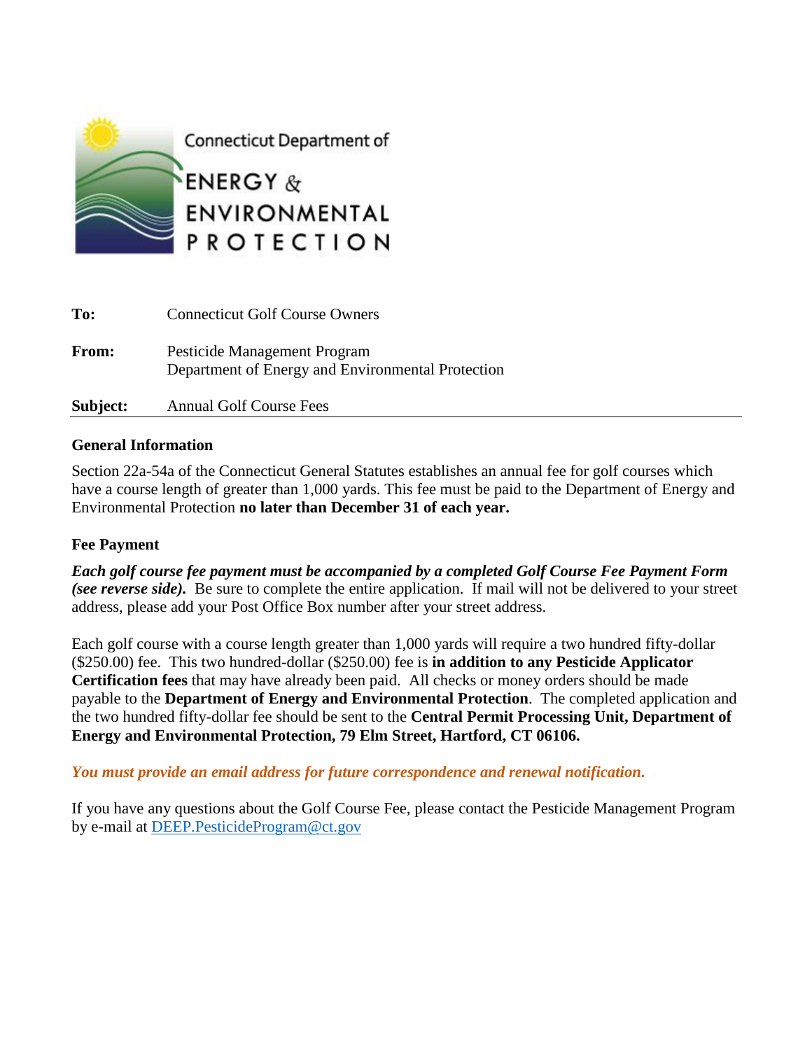Connecticut Department of

ENERGY &
ENVIRONMENTAL
PROTECTION

**To:** Connecticut Golf Course Owners

**From:** Pesticide Management Program
Department of Energy and Environmental Protection

**Subject:** Annual Golf Course Fees

---

**General Information**

Section 22a-54a of the Connecticut General Statutes establishes an annual fee for golf courses which have a course length of greater than 1,000 yards. This fee must be paid to the Department of Energy and Environmental Protection **no later than December 31 of each year.**

**Fee Payment**

***Each golf course fee payment must be accompanied by a completed Golf Course Fee Payment Form (see reverse side).*** Be sure to complete the entire application. If mail will not be delivered to your street address, please add your Post Office Box number after your street address.

Each golf course with a course length greater than 1,000 yards will require a two hundred fifty-dollar ($250.00) fee. This two hundred-dollar ($250.00) fee is **in addition to any Pesticide Applicator Certification fees** that may have already been paid. All checks or money orders should be made payable to the **Department of Energy and Environmental Protection**. The completed application and the two hundred fifty-dollar fee should be sent to the **Central Permit Processing Unit, Department of Energy and Environmental Protection, 79 Elm Street, Hartford, CT 06106.**

***You must provide an email address for future correspondence and renewal notification.***

If you have any questions about the Golf Course Fee, please contact the Pesticide Management Program by e-mail at DEEP.PesticideProgram@ct.gov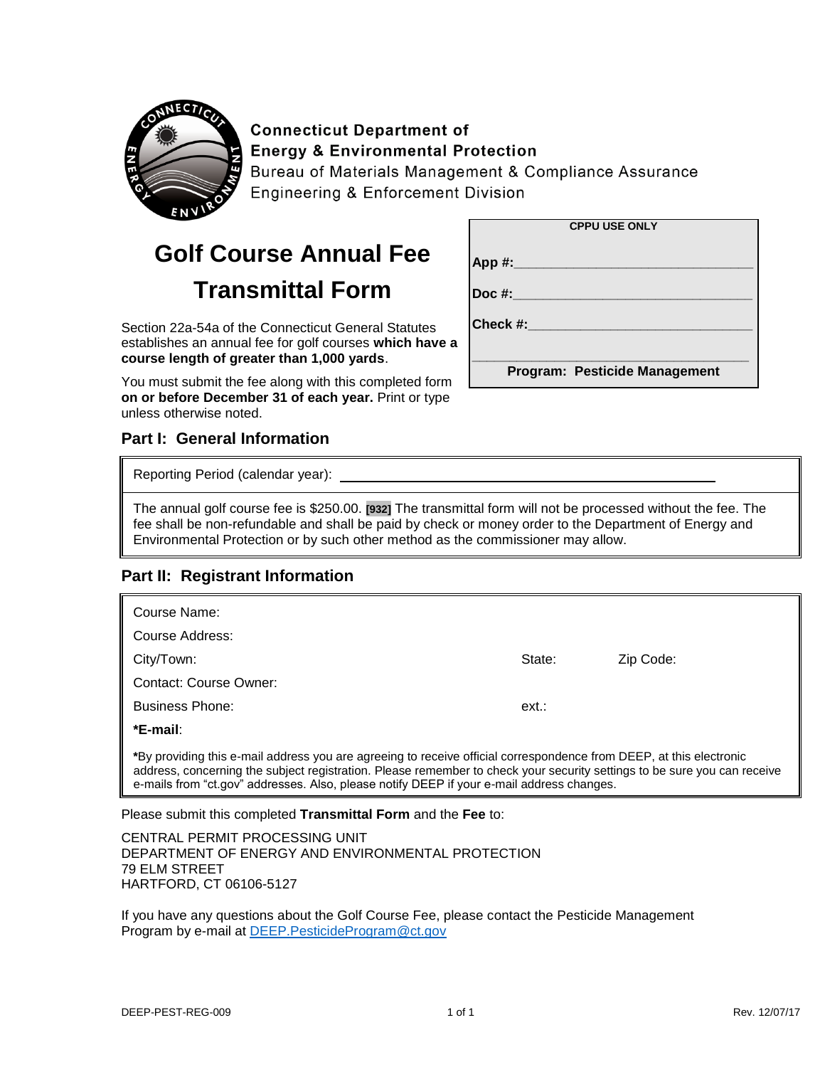Connecticut Department of
Energy & Environmental Protection
Bureau of Materials Management & Compliance Assurance
Engineering & Enforcement Division

# Golf Course Annual Fee Transmittal Form

| CPPU USE ONLY |
|---|
| App #:_______________________________ |
| Doc #:_______________________________ |
| Check #:_____________________________ |
| _____________________________________ |
| **Program: Pesticide Management** |

Section 22a-54a of the Connecticut General Statutes establishes an annual fee for golf courses **which have a course length of greater than 1,000 yards**.

You must submit the fee along with this completed form **on or before December 31 of each year.** Print or type unless otherwise noted.

## Part I: General Information

Reporting Period (calendar year): ______________________________________________

The annual golf course fee is $250.00. **[932]** The transmittal form will not be processed without the fee. The fee shall be non-refundable and shall be paid by check or money order to the Department of Energy and Environmental Protection or by such other method as the commissioner may allow.

## Part II: Registrant Information

Course Name:

Course Address:

City/Town: State: Zip Code:

Contact: Course Owner:

Business Phone: ext.:

***E-mail**:

***By providing this e-mail address you are agreeing to receive official correspondence from DEEP, at this electronic address, concerning the subject registration. Please remember to check your security settings to be sure you can receive e-mails from "ct.gov" addresses. Also, please notify DEEP if your e-mail address changes.

Please submit this completed **Transmittal Form** and the **Fee** to:

CENTRAL PERMIT PROCESSING UNIT
DEPARTMENT OF ENERGY AND ENVIRONMENTAL PROTECTION
79 ELM STREET
HARTFORD, CT 06106-5127

If you have any questions about the Golf Course Fee, please contact the Pesticide Management Program by e-mail at DEEP.PesticideProgram@ct.gov

DEEP-PEST-REG-009 Rev. 12/07/17